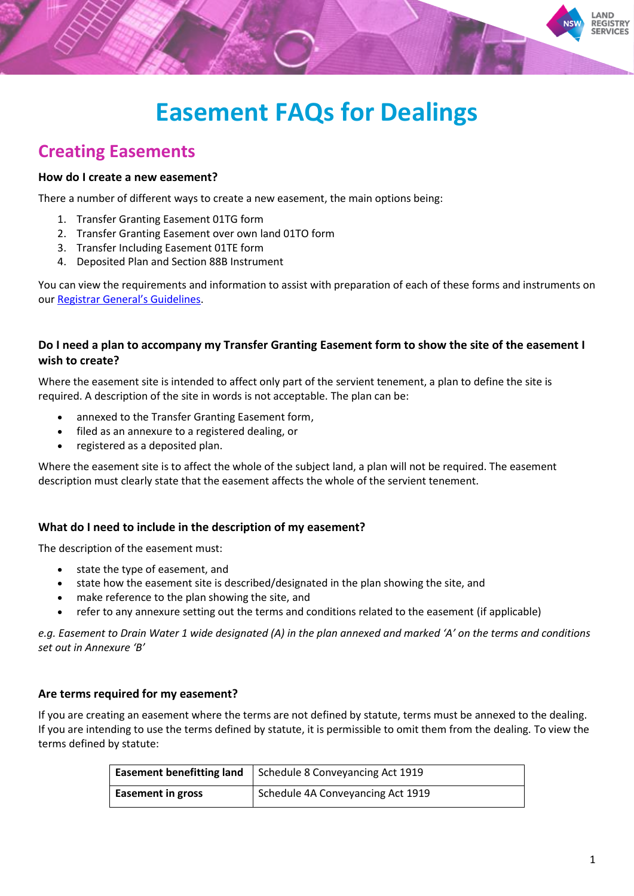# Easement FAQs for Dealings

## Creating Easements

### How do I create a new easement?

There a number of different ways to create a new easement, the main options being:

1. Transfer Granting Easement 01TG form
2. Transfer Granting Easement over own land 01TO form
3. Transfer Including Easement 01TE form
4. Deposited Plan and Section 88B Instrument

You can view the requirements and information to assist with preparation of each of these forms and instruments on our [Registrar General's Guidelines](#).

### Do I need a plan to accompany my Transfer Granting Easement form to show the site of the easement I wish to create?

Where the easement site is intended to affect only part of the servient tenement, a plan to define the site is required. A description of the site in words is not acceptable. The plan can be:

- annexed to the Transfer Granting Easement form,
- filed as an annexure to a registered dealing, or
- registered as a deposited plan.

Where the easement site is to affect the whole of the subject land, a plan will not be required. The easement description must clearly state that the easement affects the whole of the servient tenement.

### What do I need to include in the description of my easement?

The description of the easement must:

- state the type of easement, and
- state how the easement site is described/designated in the plan showing the site, and
- make reference to the plan showing the site, and
- refer to any annexure setting out the terms and conditions related to the easement (if applicable)

*e.g. Easement to Drain Water 1 wide designated (A) in the plan annexed and marked 'A' on the terms and conditions set out in Annexure 'B'*

### Are terms required for my easement?

If you are creating an easement where the terms are not defined by statute, terms must be annexed to the dealing. If you are intending to use the terms defined by statute, it is permissible to omit them from the dealing. To view the terms defined by statute:

| | |
|---|---|
| **Easement benefitting land** | Schedule 8 Conveyancing Act 1919 |
| **Easement in gross** | Schedule 4A Conveyancing Act 1919 |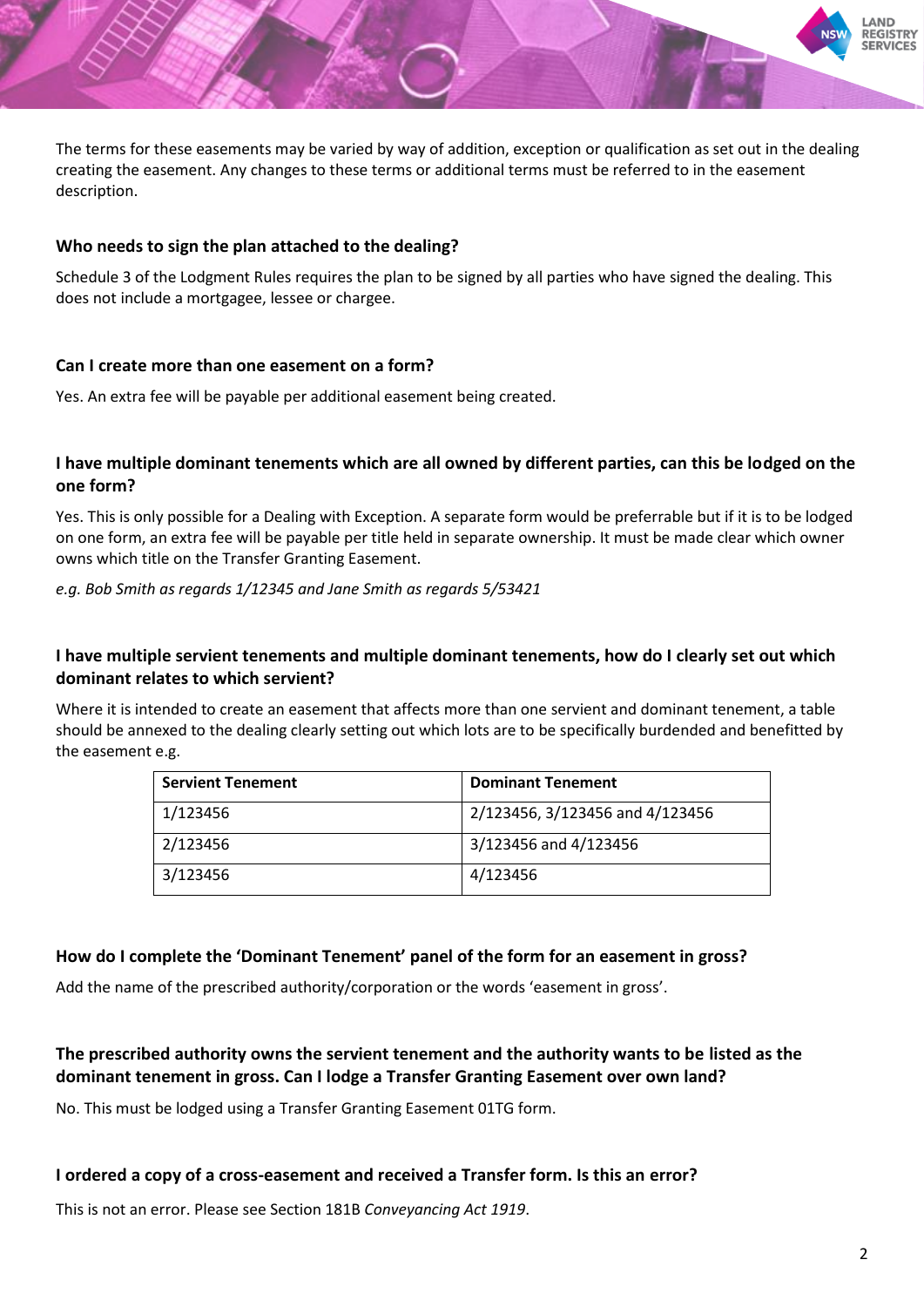The terms for these easements may be varied by way of addition, exception or qualification as set out in the dealing creating the easement. Any changes to these terms or additional terms must be referred to in the easement description.

### Who needs to sign the plan attached to the dealing?

Schedule 3 of the Lodgment Rules requires the plan to be signed by all parties who have signed the dealing. This does not include a mortgagee, lessee or chargee.

### Can I create more than one easement on a form?

Yes. An extra fee will be payable per additional easement being created.

### I have multiple dominant tenements which are all owned by different parties, can this be lodged on the one form?

Yes. This is only possible for a Dealing with Exception. A separate form would be preferrable but if it is to be lodged on one form, an extra fee will be payable per title held in separate ownership. It must be made clear which owner owns which title on the Transfer Granting Easement.

*e.g. Bob Smith as regards 1/12345 and Jane Smith as regards 5/53421*

### I have multiple servient tenements and multiple dominant tenements, how do I clearly set out which dominant relates to which servient?

Where it is intended to create an easement that affects more than one servient and dominant tenement, a table should be annexed to the dealing clearly setting out which lots are to be specifically burdended and benefitted by the easement e.g.

| Servient Tenement | Dominant Tenement |
|---|---|
| 1/123456 | 2/123456, 3/123456 and 4/123456 |
| 2/123456 | 3/123456 and 4/123456 |
| 3/123456 | 4/123456 |

### How do I complete the 'Dominant Tenement' panel of the form for an easement in gross?

Add the name of the prescribed authority/corporation or the words 'easement in gross'.

### The prescribed authority owns the servient tenement and the authority wants to be listed as the dominant tenement in gross. Can I lodge a Transfer Granting Easement over own land?

No. This must be lodged using a Transfer Granting Easement 01TG form.

### I ordered a copy of a cross-easement and received a Transfer form. Is this an error?

This is not an error. Please see Section 181B *Conveyancing Act 1919*.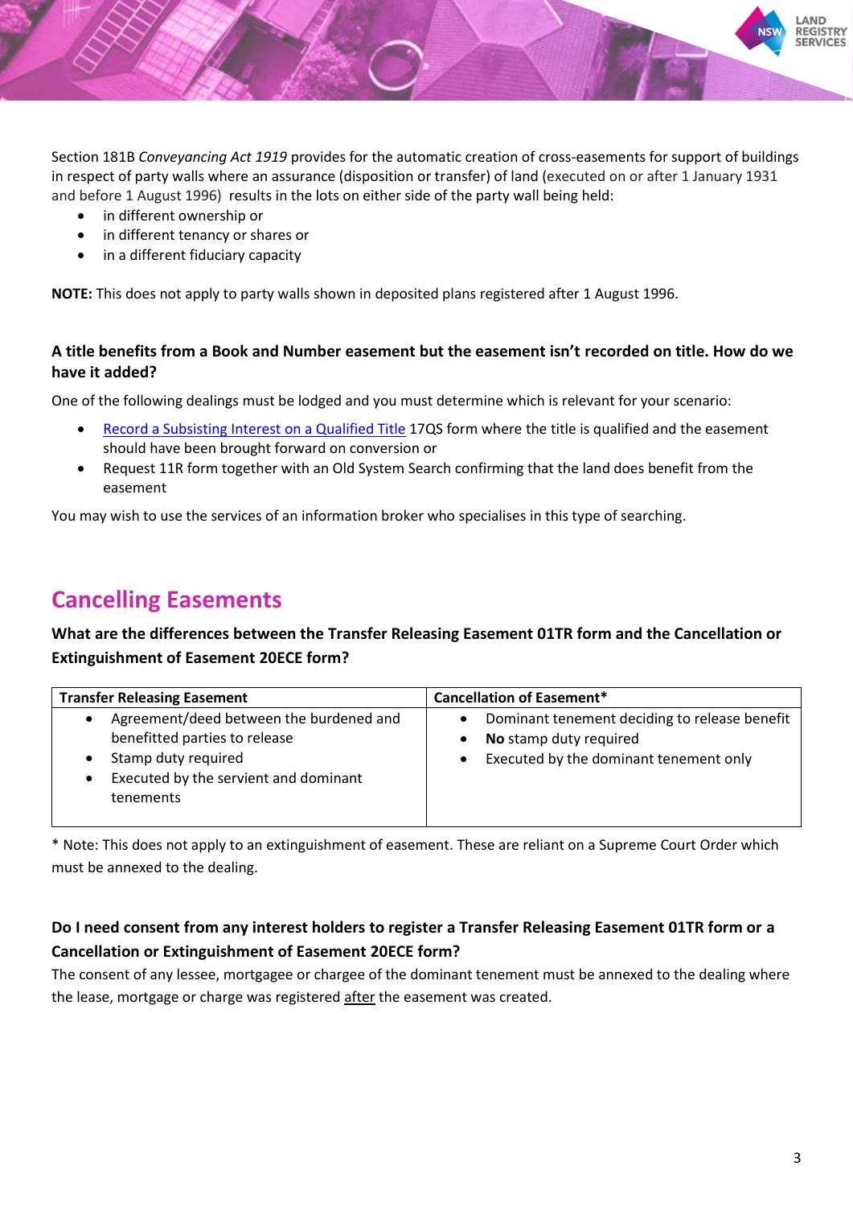Section 181B *Conveyancing Act 1919* provides for the automatic creation of cross-easements for support of buildings in respect of party walls where an assurance (disposition or transfer) of land (executed on or after 1 January 1931 and before 1 August 1996) results in the lots on either side of the party wall being held:

- in different ownership or
- in different tenancy or shares or
- in a different fiduciary capacity

**NOTE:** This does not apply to party walls shown in deposited plans registered after 1 August 1996.

### A title benefits from a Book and Number easement but the easement isn't recorded on title. How do we have it added?

One of the following dealings must be lodged and you must determine which is relevant for your scenario:

- [Record a Subsisting Interest on a Qualified Title] 17QS form where the title is qualified and the easement should have been brought forward on conversion or
- Request 11R form together with an Old System Search confirming that the land does benefit from the easement

You may wish to use the services of an information broker who specialises in this type of searching.

## Cancelling Easements

### What are the differences between the Transfer Releasing Easement 01TR form and the Cancellation or Extinguishment of Easement 20ECE form?

| Transfer Releasing Easement | Cancellation of Easement* |
|---|---|
| • Agreement/deed between the burdened and benefitted parties to release<br>• Stamp duty required<br>• Executed by the servient and dominant tenements | • Dominant tenement deciding to release benefit<br>• **No** stamp duty required<br>• Executed by the dominant tenement only |

* Note: This does not apply to an extinguishment of easement. These are reliant on a Supreme Court Order which must be annexed to the dealing.

### Do I need consent from any interest holders to register a Transfer Releasing Easement 01TR form or a Cancellation or Extinguishment of Easement 20ECE form?

The consent of any lessee, mortgagee or chargee of the dominant tenement must be annexed to the dealing where the lease, mortgage or charge was registered <u>after</u> the easement was created.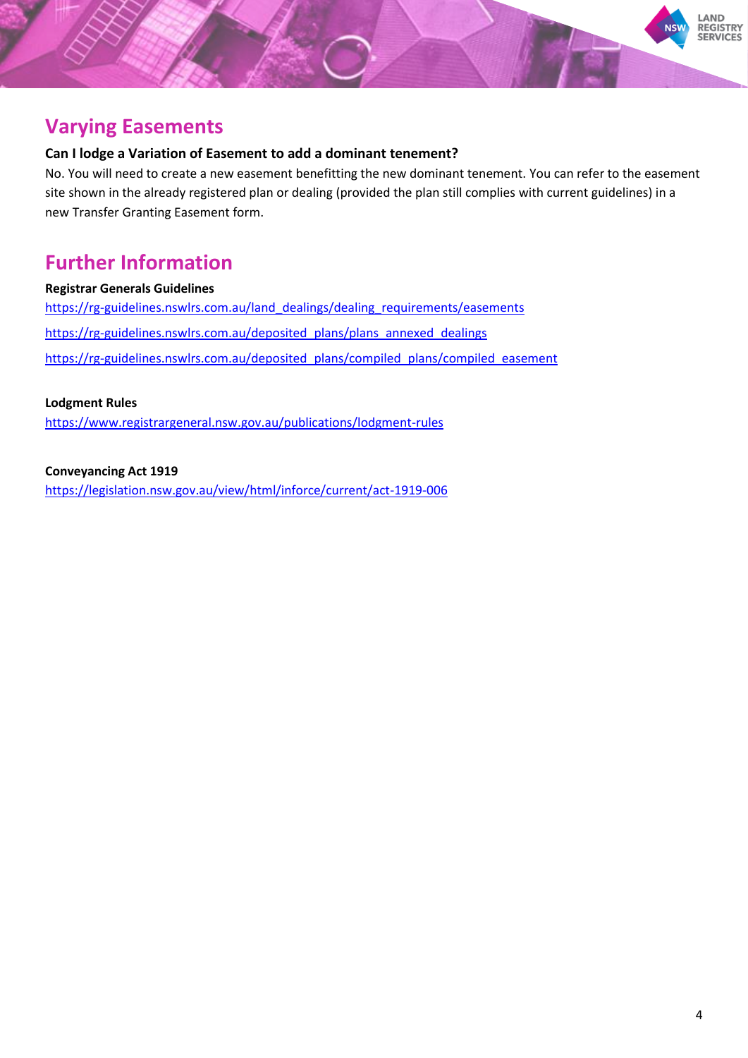## Varying Easements

**Can I lodge a Variation of Easement to add a dominant tenement?**

No. You will need to create a new easement benefitting the new dominant tenement. You can refer to the easement site shown in the already registered plan or dealing (provided the plan still complies with current guidelines) in a new Transfer Granting Easement form.

## Further Information

**Registrar Generals Guidelines**

https://rg-guidelines.nswlrs.com.au/land_dealings/dealing_requirements/easements

https://rg-guidelines.nswlrs.com.au/deposited_plans/plans_annexed_dealings

https://rg-guidelines.nswlrs.com.au/deposited_plans/compiled_plans/compiled_easement

**Lodgment Rules**

https://www.registrargeneral.nsw.gov.au/publications/lodgment-rules

**Conveyancing Act 1919**

https://legislation.nsw.gov.au/view/html/inforce/current/act-1919-006